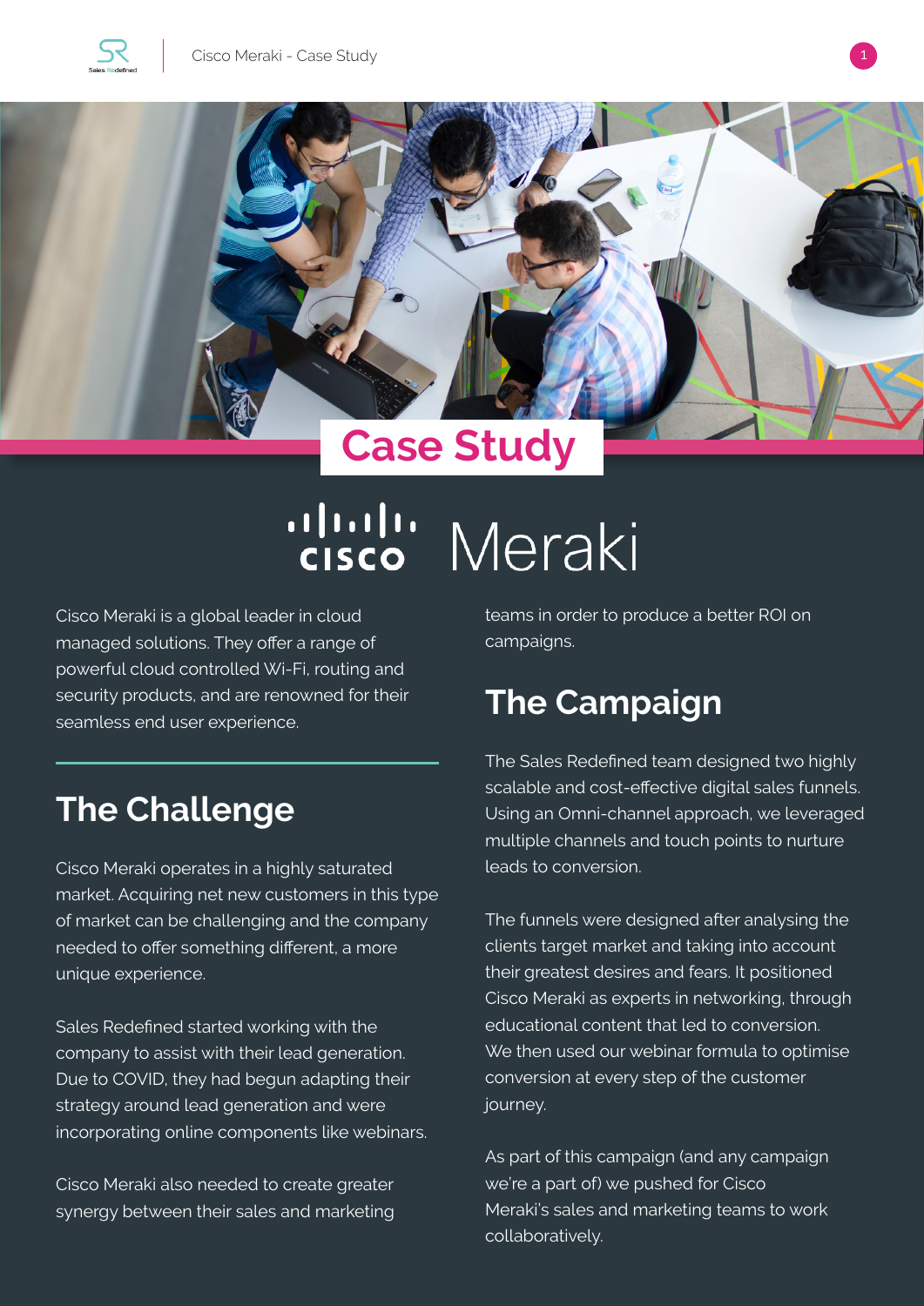# Case Study

## Cisco Meraki

Cisco Meraki is a global leader in cloud managed solutions. They offer a range of powerful cloud controlled Wi-Fi, routing and security products, and are renowned for their seamless end user experience.

## The Challenge

Cisco Meraki operates in a highly saturated market. Acquiring net new customers in this type of market can be challenging and the company needed to offer something different, a more unique experience.

Sales Redefined started working with the company to assist with their lead generation. Due to COVID, they had begun adapting their strategy around lead generation and were incorporating online components like webinars.

Cisco Meraki also needed to create greater synergy between their sales and marketing teams in order to produce a better ROI on campaigns.

## The Campaign

The Sales Redefined team designed two highly scalable and cost-effective digital sales funnels. Using an Omni-channel approach, we leveraged multiple channels and touch points to nurture leads to conversion.

The funnels were designed after analysing the clients target market and taking into account their greatest desires and fears. It positioned Cisco Meraki as experts in networking, through educational content that led to conversion. We then used our webinar formula to optimise conversion at every step of the customer journey.

As part of this campaign (and any campaign we're a part of) we pushed for Cisco Meraki's sales and marketing teams to work collaboratively.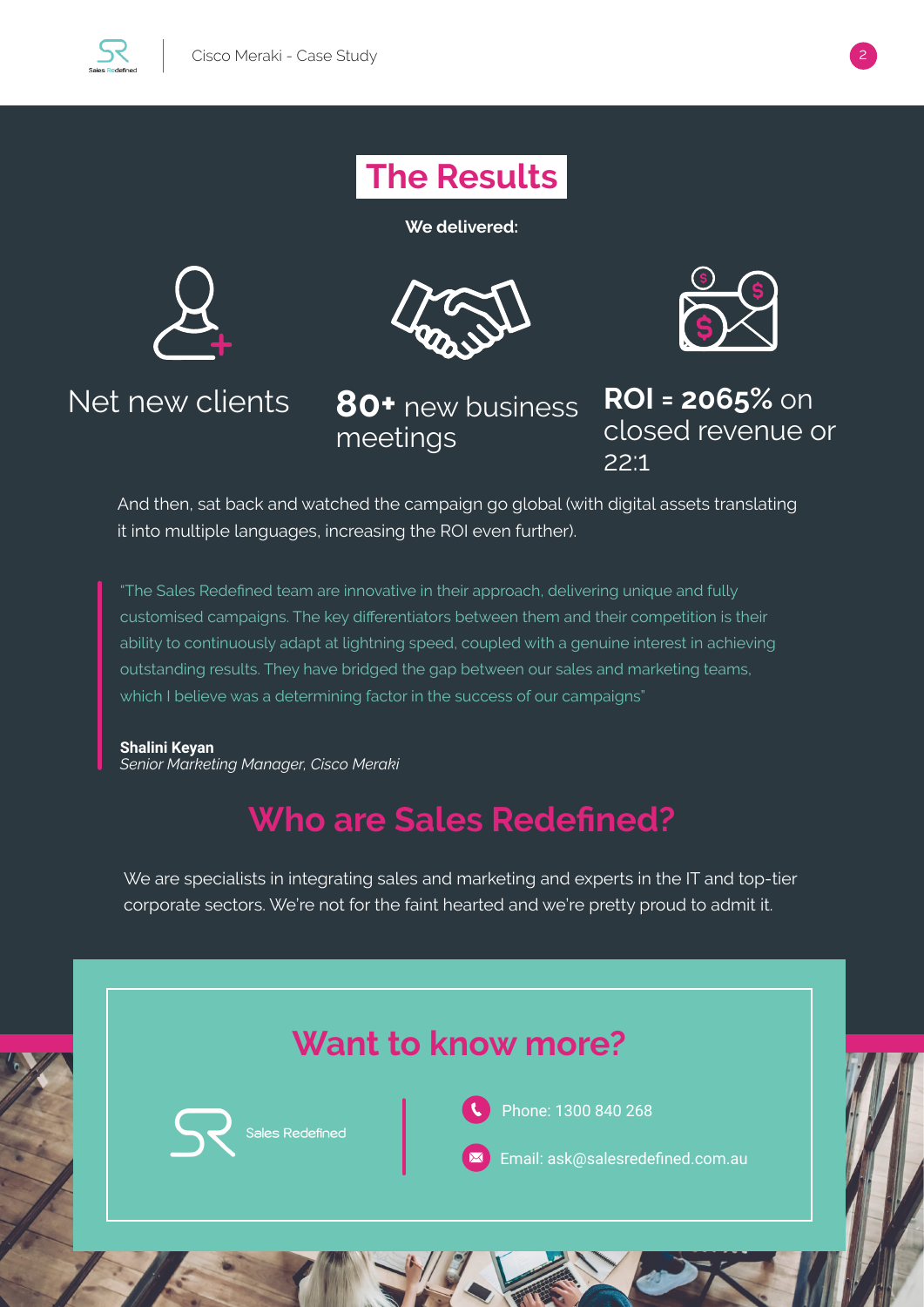# The Results

**We delivered:**

Net new clients

**80+** new business meetings

**ROI = 2065%** on closed revenue or 22:1

And then, sat back and watched the campaign go global (with digital assets translating it into multiple languages, increasing the ROI even further).

> "The Sales Redefined team are innovative in their approach, delivering unique and fully customised campaigns. The key differentiators between them and their competition is their ability to continuously adapt at lightning speed, coupled with a genuine interest in achieving outstanding results. They have bridged the gap between our sales and marketing teams, which I believe was a determining factor in the success of our campaigns"
>
> **Shalini Keyan**
> *Senior Marketing Manager, Cisco Meraki*

## Who are Sales Redefined?

We are specialists in integrating sales and marketing and experts in the IT and top-tier corporate sectors. We're not for the faint hearted and we're pretty proud to admit it.

## Want to know more?

Sales Redefined

Phone: 1300 840 268

Email: ask@salesredefined.com.au